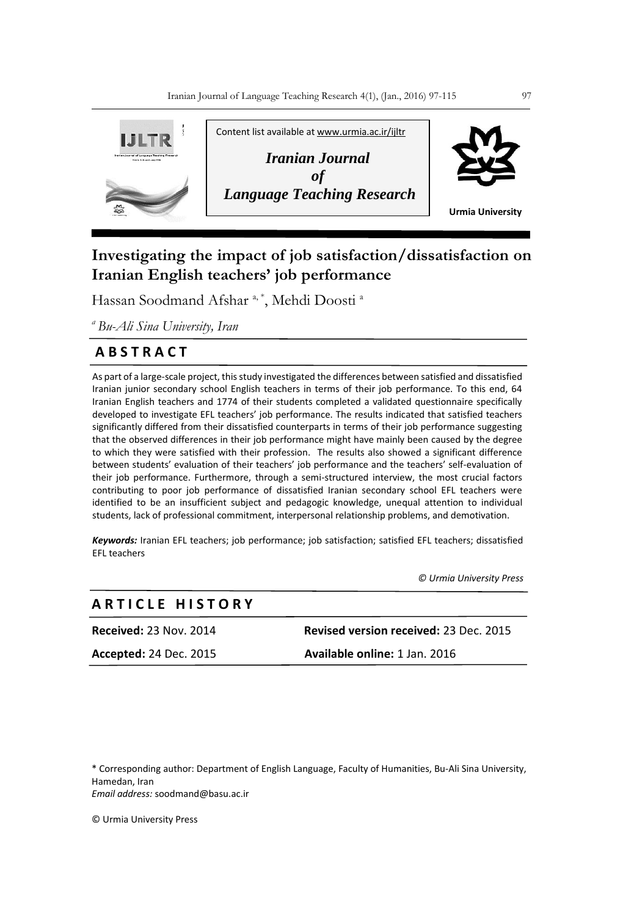Content list available at www.urmia.ac.ir/ijltr

*Iranian Journal of Language Teaching Research*

Urmia University

# Investigating the impact of job satisfaction/dissatisfaction on Iranian English teachers' job performance

Hassan Soodmand Afshar [a, *], Mehdi Doosti [a]

[a] *Bu-Ali Sina University, Iran*

## ABSTRACT

As part of a large-scale project, this study investigated the differences between satisfied and dissatisfied Iranian junior secondary school English teachers in terms of their job performance. To this end, 64 Iranian English teachers and 1774 of their students completed a validated questionnaire specifically developed to investigate EFL teachers' job performance. The results indicated that satisfied teachers significantly differed from their dissatisfied counterparts in terms of their job performance suggesting that the observed differences in their job performance might have mainly been caused by the degree to which they were satisfied with their profession. The results also showed a significant difference between students' evaluation of their teachers' job performance and the teachers' self-evaluation of their job performance. Furthermore, through a semi-structured interview, the most crucial factors contributing to poor job performance of dissatisfied Iranian secondary school EFL teachers were identified to be an insufficient subject and pedagogic knowledge, unequal attention to individual students, lack of professional commitment, interpersonal relationship problems, and demotivation.

***Keywords:*** Iranian EFL teachers; job performance; job satisfaction; satisfied EFL teachers; dissatisfied EFL teachers

*© Urmia University Press*

## ARTICLE HISTORY

**Received:** 23 Nov. 2014 **Revised version received:** 23 Dec. 2015

**Accepted:** 24 Dec. 2015 **Available online:** 1 Jan. 2016

\* Corresponding author: Department of English Language, Faculty of Humanities, Bu-Ali Sina University, Hamedan, Iran
*Email address:* soodmand@basu.ac.ir

© Urmia University Press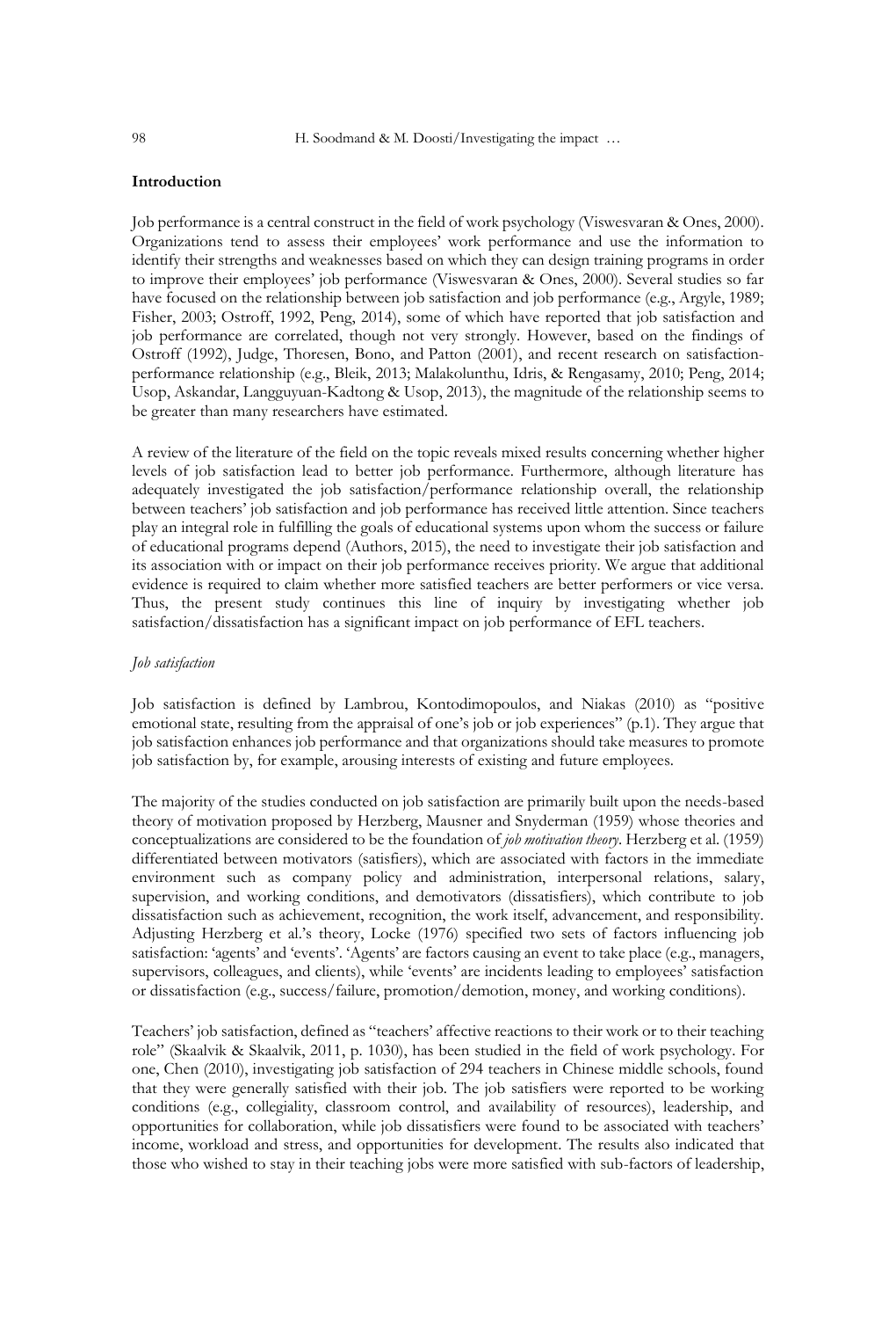## Introduction

Job performance is a central construct in the field of work psychology (Viswesvaran & Ones, 2000). Organizations tend to assess their employees' work performance and use the information to identify their strengths and weaknesses based on which they can design training programs in order to improve their employees' job performance (Viswesvaran & Ones, 2000). Several studies so far have focused on the relationship between job satisfaction and job performance (e.g., Argyle, 1989; Fisher, 2003; Ostroff, 1992, Peng, 2014), some of which have reported that job satisfaction and job performance are correlated, though not very strongly. However, based on the findings of Ostroff (1992), Judge, Thoresen, Bono, and Patton (2001), and recent research on satisfaction-performance relationship (e.g., Bleik, 2013; Malakolunthu, Idris, & Rengasamy, 2010; Peng, 2014; Usop, Askandar, Langguyuan-Kadtong & Usop, 2013), the magnitude of the relationship seems to be greater than many researchers have estimated.

A review of the literature of the field on the topic reveals mixed results concerning whether higher levels of job satisfaction lead to better job performance. Furthermore, although literature has adequately investigated the job satisfaction/performance relationship overall, the relationship between teachers' job satisfaction and job performance has received little attention. Since teachers play an integral role in fulfilling the goals of educational systems upon whom the success or failure of educational programs depend (Authors, 2015), the need to investigate their job satisfaction and its association with or impact on their job performance receives priority. We argue that additional evidence is required to claim whether more satisfied teachers are better performers or vice versa. Thus, the present study continues this line of inquiry by investigating whether job satisfaction/dissatisfaction has a significant impact on job performance of EFL teachers.

### *Job satisfaction*

Job satisfaction is defined by Lambrou, Kontodimopoulos, and Niakas (2010) as "positive emotional state, resulting from the appraisal of one's job or job experiences" (p.1). They argue that job satisfaction enhances job performance and that organizations should take measures to promote job satisfaction by, for example, arousing interests of existing and future employees.

The majority of the studies conducted on job satisfaction are primarily built upon the needs-based theory of motivation proposed by Herzberg, Mausner and Snyderman (1959) whose theories and conceptualizations are considered to be the foundation of *job motivation theory*. Herzberg et al. (1959) differentiated between motivators (satisfiers), which are associated with factors in the immediate environment such as company policy and administration, interpersonal relations, salary, supervision, and working conditions, and demotivators (dissatisfiers), which contribute to job dissatisfaction such as achievement, recognition, the work itself, advancement, and responsibility. Adjusting Herzberg et al.'s theory, Locke (1976) specified two sets of factors influencing job satisfaction: 'agents' and 'events'. 'Agents' are factors causing an event to take place (e.g., managers, supervisors, colleagues, and clients), while 'events' are incidents leading to employees' satisfaction or dissatisfaction (e.g., success/failure, promotion/demotion, money, and working conditions).

Teachers' job satisfaction, defined as "teachers' affective reactions to their work or to their teaching role" (Skaalvik & Skaalvik, 2011, p. 1030), has been studied in the field of work psychology. For one, Chen (2010), investigating job satisfaction of 294 teachers in Chinese middle schools, found that they were generally satisfied with their job. The job satisfiers were reported to be working conditions (e.g., collegiality, classroom control, and availability of resources), leadership, and opportunities for collaboration, while job dissatisfiers were found to be associated with teachers' income, workload and stress, and opportunities for development. The results also indicated that those who wished to stay in their teaching jobs were more satisfied with sub-factors of leadership,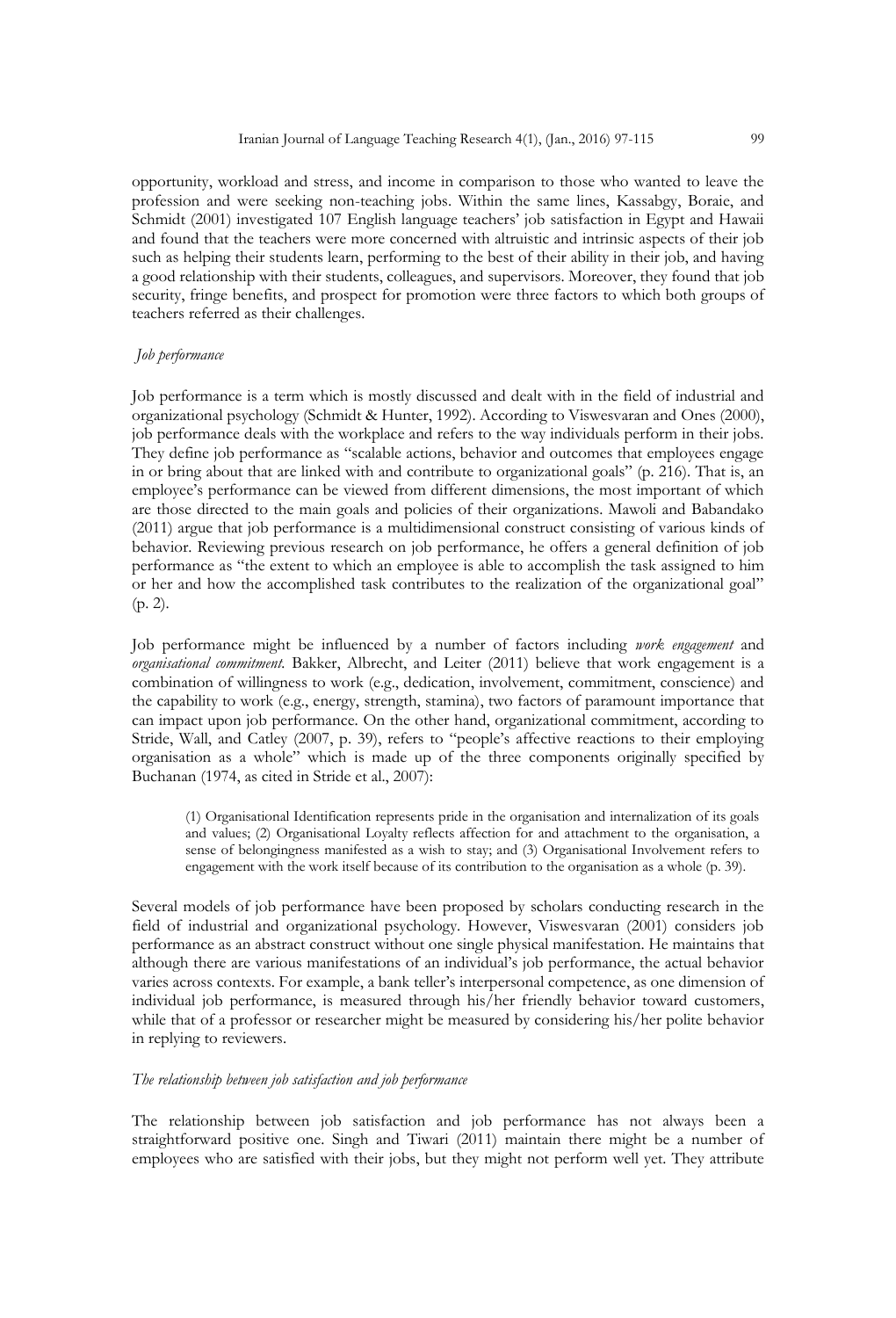opportunity, workload and stress, and income in comparison to those who wanted to leave the profession and were seeking non-teaching jobs. Within the same lines, Kassabgy, Boraie, and Schmidt (2001) investigated 107 English language teachers' job satisfaction in Egypt and Hawaii and found that the teachers were more concerned with altruistic and intrinsic aspects of their job such as helping their students learn, performing to the best of their ability in their job, and having a good relationship with their students, colleagues, and supervisors. Moreover, they found that job security, fringe benefits, and prospect for promotion were three factors to which both groups of teachers referred as their challenges.

### *Job performance*

Job performance is a term which is mostly discussed and dealt with in the field of industrial and organizational psychology (Schmidt & Hunter, 1992). According to Viswesvaran and Ones (2000), job performance deals with the workplace and refers to the way individuals perform in their jobs. They define job performance as "scalable actions, behavior and outcomes that employees engage in or bring about that are linked with and contribute to organizational goals" (p. 216). That is, an employee's performance can be viewed from different dimensions, the most important of which are those directed to the main goals and policies of their organizations. Mawoli and Babandako (2011) argue that job performance is a multidimensional construct consisting of various kinds of behavior. Reviewing previous research on job performance, he offers a general definition of job performance as "the extent to which an employee is able to accomplish the task assigned to him or her and how the accomplished task contributes to the realization of the organizational goal" (p. 2).

Job performance might be influenced by a number of factors including *work engagement* and *organisational commitment*. Bakker, Albrecht, and Leiter (2011) believe that work engagement is a combination of willingness to work (e.g., dedication, involvement, commitment, conscience) and the capability to work (e.g., energy, strength, stamina), two factors of paramount importance that can impact upon job performance. On the other hand, organizational commitment, according to Stride, Wall, and Catley (2007, p. 39), refers to "people's affective reactions to their employing organisation as a whole" which is made up of the three components originally specified by Buchanan (1974, as cited in Stride et al., 2007):

> (1) Organisational Identification represents pride in the organisation and internalization of its goals and values; (2) Organisational Loyalty reflects affection for and attachment to the organisation, a sense of belongingness manifested as a wish to stay; and (3) Organisational Involvement refers to engagement with the work itself because of its contribution to the organisation as a whole (p. 39).

Several models of job performance have been proposed by scholars conducting research in the field of industrial and organizational psychology. However, Viswesvaran (2001) considers job performance as an abstract construct without one single physical manifestation. He maintains that although there are various manifestations of an individual's job performance, the actual behavior varies across contexts. For example, a bank teller's interpersonal competence, as one dimension of individual job performance, is measured through his/her friendly behavior toward customers, while that of a professor or researcher might be measured by considering his/her polite behavior in replying to reviewers.

### *The relationship between job satisfaction and job performance*

The relationship between job satisfaction and job performance has not always been a straightforward positive one. Singh and Tiwari (2011) maintain there might be a number of employees who are satisfied with their jobs, but they might not perform well yet. They attribute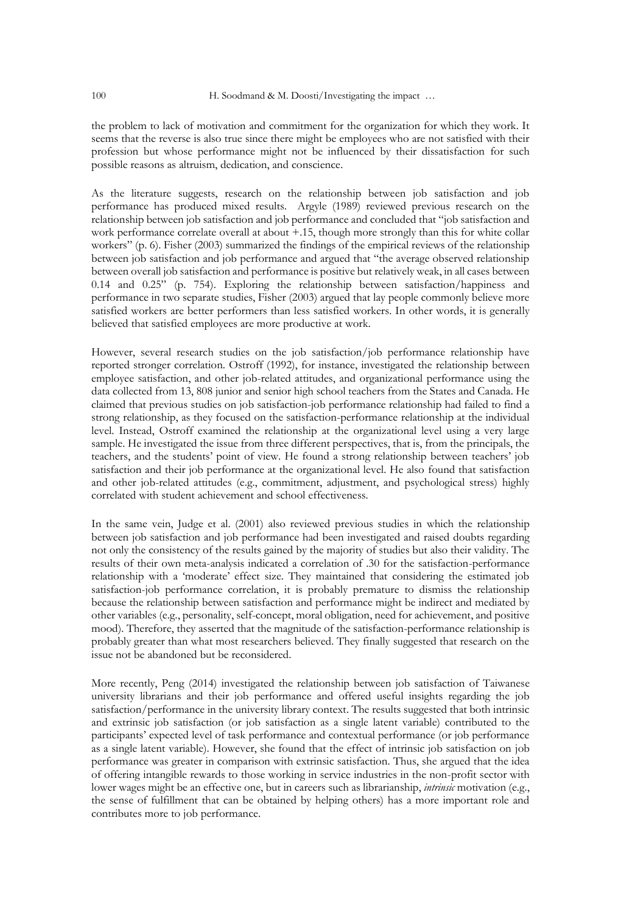the problem to lack of motivation and commitment for the organization for which they work. It seems that the reverse is also true since there might be employees who are not satisfied with their profession but whose performance might not be influenced by their dissatisfaction for such possible reasons as altruism, dedication, and conscience.

As the literature suggests, research on the relationship between job satisfaction and job performance has produced mixed results. Argyle (1989) reviewed previous research on the relationship between job satisfaction and job performance and concluded that "job satisfaction and work performance correlate overall at about +.15, though more strongly than this for white collar workers" (p. 6). Fisher (2003) summarized the findings of the empirical reviews of the relationship between job satisfaction and job performance and argued that "the average observed relationship between overall job satisfaction and performance is positive but relatively weak, in all cases between 0.14 and 0.25" (p. 754). Exploring the relationship between satisfaction/happiness and performance in two separate studies, Fisher (2003) argued that lay people commonly believe more satisfied workers are better performers than less satisfied workers. In other words, it is generally believed that satisfied employees are more productive at work.

However, several research studies on the job satisfaction/job performance relationship have reported stronger correlation. Ostroff (1992), for instance, investigated the relationship between employee satisfaction, and other job-related attitudes, and organizational performance using the data collected from 13, 808 junior and senior high school teachers from the States and Canada. He claimed that previous studies on job satisfaction-job performance relationship had failed to find a strong relationship, as they focused on the satisfaction-performance relationship at the individual level. Instead, Ostroff examined the relationship at the organizational level using a very large sample. He investigated the issue from three different perspectives, that is, from the principals, the teachers, and the students' point of view. He found a strong relationship between teachers' job satisfaction and their job performance at the organizational level. He also found that satisfaction and other job-related attitudes (e.g., commitment, adjustment, and psychological stress) highly correlated with student achievement and school effectiveness.

In the same vein, Judge et al. (2001) also reviewed previous studies in which the relationship between job satisfaction and job performance had been investigated and raised doubts regarding not only the consistency of the results gained by the majority of studies but also their validity. The results of their own meta-analysis indicated a correlation of .30 for the satisfaction-performance relationship with a 'moderate' effect size. They maintained that considering the estimated job satisfaction-job performance correlation, it is probably premature to dismiss the relationship because the relationship between satisfaction and performance might be indirect and mediated by other variables (e.g., personality, self-concept, moral obligation, need for achievement, and positive mood). Therefore, they asserted that the magnitude of the satisfaction-performance relationship is probably greater than what most researchers believed. They finally suggested that research on the issue not be abandoned but be reconsidered.

More recently, Peng (2014) investigated the relationship between job satisfaction of Taiwanese university librarians and their job performance and offered useful insights regarding the job satisfaction/performance in the university library context. The results suggested that both intrinsic and extrinsic job satisfaction (or job satisfaction as a single latent variable) contributed to the participants' expected level of task performance and contextual performance (or job performance as a single latent variable). However, she found that the effect of intrinsic job satisfaction on job performance was greater in comparison with extrinsic satisfaction. Thus, she argued that the idea of offering intangible rewards to those working in service industries in the non-profit sector with lower wages might be an effective one, but in careers such as librarianship, *intrinsic* motivation (e.g., the sense of fulfillment that can be obtained by helping others) has a more important role and contributes more to job performance.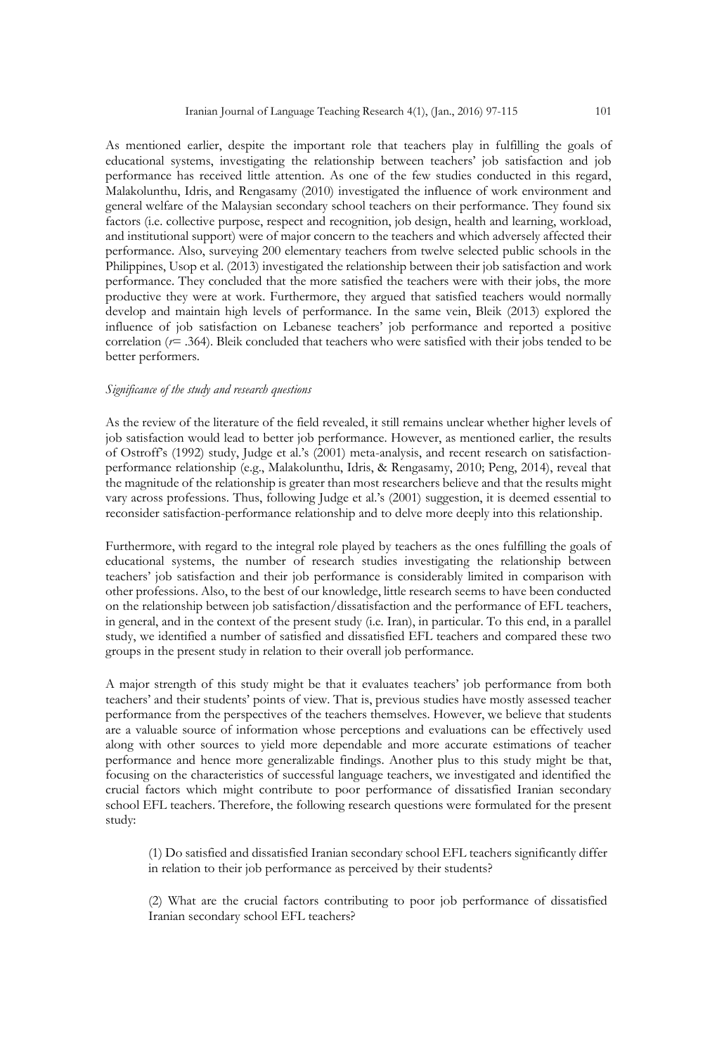As mentioned earlier, despite the important role that teachers play in fulfilling the goals of educational systems, investigating the relationship between teachers' job satisfaction and job performance has received little attention. As one of the few studies conducted in this regard, Malakolunthu, Idris, and Rengasamy (2010) investigated the influence of work environment and general welfare of the Malaysian secondary school teachers on their performance. They found six factors (i.e. collective purpose, respect and recognition, job design, health and learning, workload, and institutional support) were of major concern to the teachers and which adversely affected their performance. Also, surveying 200 elementary teachers from twelve selected public schools in the Philippines, Usop et al. (2013) investigated the relationship between their job satisfaction and work performance. They concluded that the more satisfied the teachers were with their jobs, the more productive they were at work. Furthermore, they argued that satisfied teachers would normally develop and maintain high levels of performance. In the same vein, Bleik (2013) explored the influence of job satisfaction on Lebanese teachers' job performance and reported a positive correlation ($r$= .364). Bleik concluded that teachers who were satisfied with their jobs tended to be better performers.

*Significance of the study and research questions*

As the review of the literature of the field revealed, it still remains unclear whether higher levels of job satisfaction would lead to better job performance. However, as mentioned earlier, the results of Ostroff's (1992) study, Judge et al.'s (2001) meta-analysis, and recent research on satisfaction-performance relationship (e.g., Malakolunthu, Idris, & Rengasamy, 2010; Peng, 2014), reveal that the magnitude of the relationship is greater than most researchers believe and that the results might vary across professions. Thus, following Judge et al.'s (2001) suggestion, it is deemed essential to reconsider satisfaction-performance relationship and to delve more deeply into this relationship.

Furthermore, with regard to the integral role played by teachers as the ones fulfilling the goals of educational systems, the number of research studies investigating the relationship between teachers' job satisfaction and their job performance is considerably limited in comparison with other professions. Also, to the best of our knowledge, little research seems to have been conducted on the relationship between job satisfaction/dissatisfaction and the performance of EFL teachers, in general, and in the context of the present study (i.e. Iran), in particular. To this end, in a parallel study, we identified a number of satisfied and dissatisfied EFL teachers and compared these two groups in the present study in relation to their overall job performance.

A major strength of this study might be that it evaluates teachers' job performance from both teachers' and their students' points of view. That is, previous studies have mostly assessed teacher performance from the perspectives of the teachers themselves. However, we believe that students are a valuable source of information whose perceptions and evaluations can be effectively used along with other sources to yield more dependable and more accurate estimations of teacher performance and hence more generalizable findings. Another plus to this study might be that, focusing on the characteristics of successful language teachers, we investigated and identified the crucial factors which might contribute to poor performance of dissatisfied Iranian secondary school EFL teachers. Therefore, the following research questions were formulated for the present study:

(1) Do satisfied and dissatisfied Iranian secondary school EFL teachers significantly differ in relation to their job performance as perceived by their students?

(2) What are the crucial factors contributing to poor job performance of dissatisfied Iranian secondary school EFL teachers?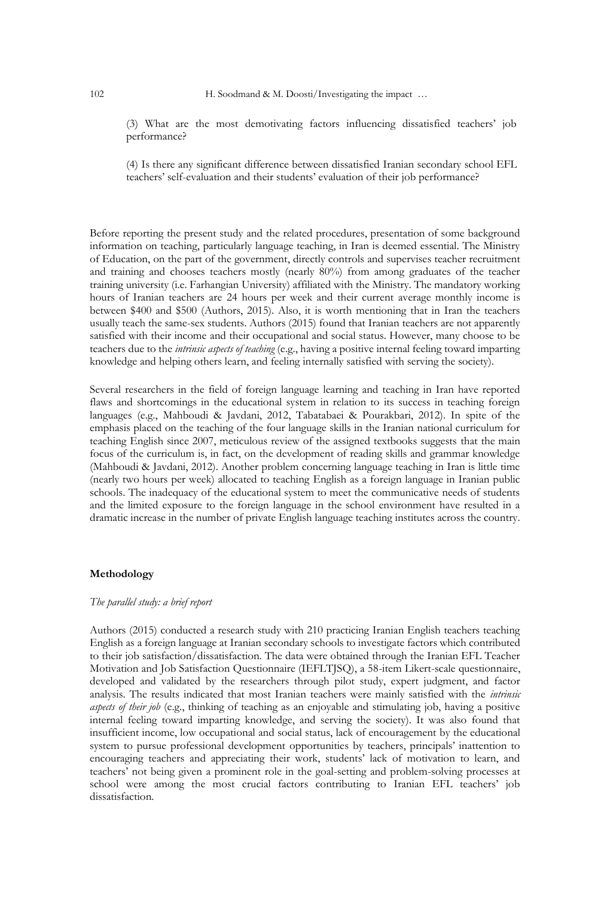(3) What are the most demotivating factors influencing dissatisfied teachers' job performance?

(4) Is there any significant difference between dissatisfied Iranian secondary school EFL teachers' self-evaluation and their students' evaluation of their job performance?

Before reporting the present study and the related procedures, presentation of some background information on teaching, particularly language teaching, in Iran is deemed essential. The Ministry of Education, on the part of the government, directly controls and supervises teacher recruitment and training and chooses teachers mostly (nearly 80%) from among graduates of the teacher training university (i.e. Farhangian University) affiliated with the Ministry. The mandatory working hours of Iranian teachers are 24 hours per week and their current average monthly income is between $400 and $500 (Authors, 2015). Also, it is worth mentioning that in Iran the teachers usually teach the same-sex students. Authors (2015) found that Iranian teachers are not apparently satisfied with their income and their occupational and social status. However, many choose to be teachers due to the *intrinsic aspects of teaching* (e.g., having a positive internal feeling toward imparting knowledge and helping others learn, and feeling internally satisfied with serving the society).

Several researchers in the field of foreign language learning and teaching in Iran have reported flaws and shortcomings in the educational system in relation to its success in teaching foreign languages (e.g., Mahboudi & Javdani, 2012, Tabatabaei & Pourakbari, 2012). In spite of the emphasis placed on the teaching of the four language skills in the Iranian national curriculum for teaching English since 2007, meticulous review of the assigned textbooks suggests that the main focus of the curriculum is, in fact, on the development of reading skills and grammar knowledge (Mahboudi & Javdani, 2012). Another problem concerning language teaching in Iran is little time (nearly two hours per week) allocated to teaching English as a foreign language in Iranian public schools. The inadequacy of the educational system to meet the communicative needs of students and the limited exposure to the foreign language in the school environment have resulted in a dramatic increase in the number of private English language teaching institutes across the country.

## Methodology

### *The parallel study: a brief report*

Authors (2015) conducted a research study with 210 practicing Iranian English teachers teaching English as a foreign language at Iranian secondary schools to investigate factors which contributed to their job satisfaction/dissatisfaction. The data were obtained through the Iranian EFL Teacher Motivation and Job Satisfaction Questionnaire (IEFLTJSQ), a 58-item Likert-scale questionnaire, developed and validated by the researchers through pilot study, expert judgment, and factor analysis. The results indicated that most Iranian teachers were mainly satisfied with the *intrinsic aspects of their job* (e.g., thinking of teaching as an enjoyable and stimulating job, having a positive internal feeling toward imparting knowledge, and serving the society). It was also found that insufficient income, low occupational and social status, lack of encouragement by the educational system to pursue professional development opportunities by teachers, principals' inattention to encouraging teachers and appreciating their work, students' lack of motivation to learn, and teachers' not being given a prominent role in the goal-setting and problem-solving processes at school were among the most crucial factors contributing to Iranian EFL teachers' job dissatisfaction.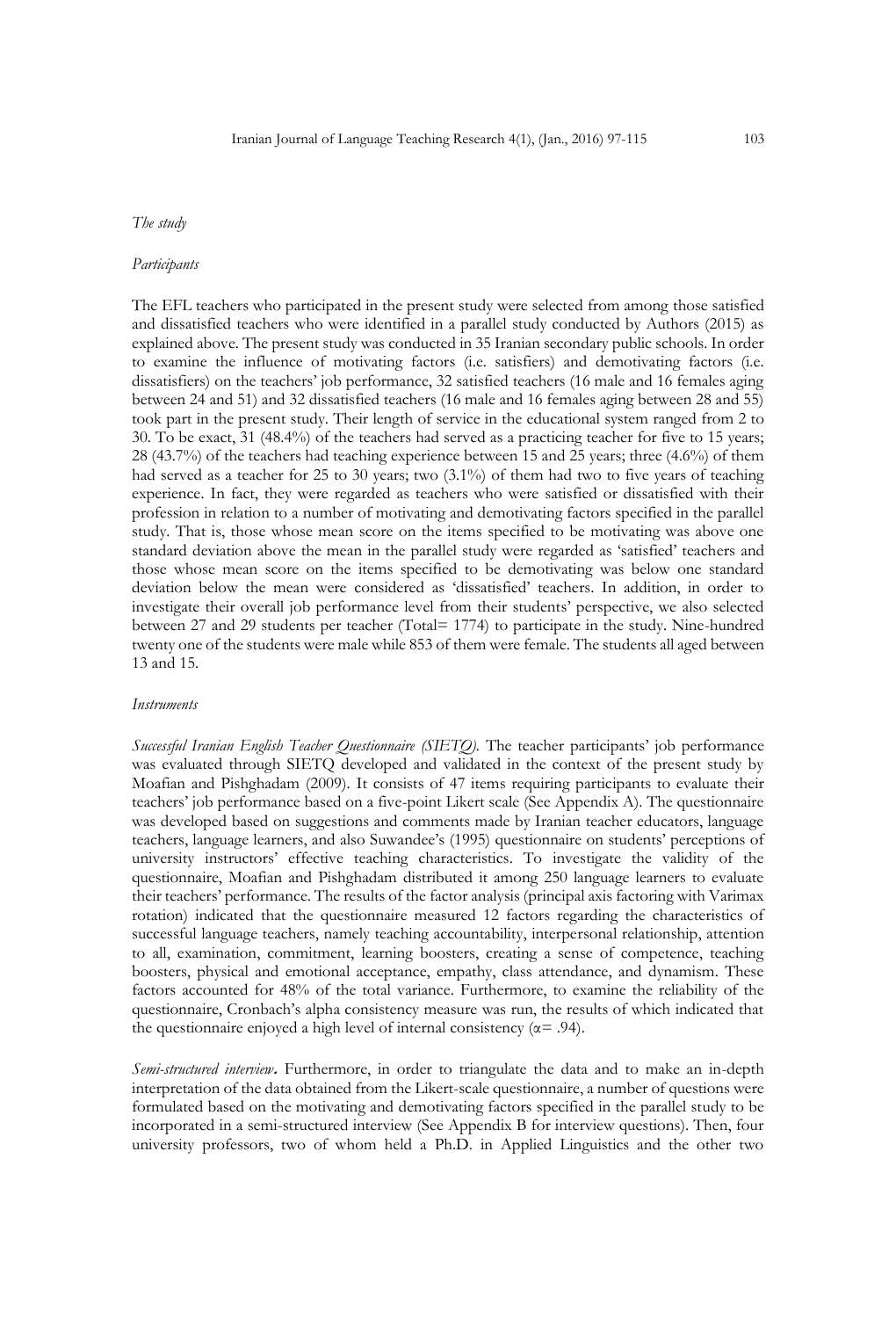*The study*

*Participants*

The EFL teachers who participated in the present study were selected from among those satisfied and dissatisfied teachers who were identified in a parallel study conducted by Authors (2015) as explained above. The present study was conducted in 35 Iranian secondary public schools. In order to examine the influence of motivating factors (i.e. satisfiers) and demotivating factors (i.e. dissatisfiers) on the teachers' job performance, 32 satisfied teachers (16 male and 16 females aging between 24 and 51) and 32 dissatisfied teachers (16 male and 16 females aging between 28 and 55) took part in the present study. Their length of service in the educational system ranged from 2 to 30. To be exact, 31 (48.4%) of the teachers had served as a practicing teacher for five to 15 years; 28 (43.7%) of the teachers had teaching experience between 15 and 25 years; three (4.6%) of them had served as a teacher for 25 to 30 years; two (3.1%) of them had two to five years of teaching experience. In fact, they were regarded as teachers who were satisfied or dissatisfied with their profession in relation to a number of motivating and demotivating factors specified in the parallel study. That is, those whose mean score on the items specified to be motivating was above one standard deviation above the mean in the parallel study were regarded as 'satisfied' teachers and those whose mean score on the items specified to be demotivating was below one standard deviation below the mean were considered as 'dissatisfied' teachers. In addition, in order to investigate their overall job performance level from their students' perspective, we also selected between 27 and 29 students per teacher (Total= 1774) to participate in the study. Nine-hundred twenty one of the students were male while 853 of them were female. The students all aged between 13 and 15.

*Instruments*

*Successful Iranian English Teacher Questionnaire (SIETQ).* The teacher participants' job performance was evaluated through SIETQ developed and validated in the context of the present study by Moafian and Pishghadam (2009). It consists of 47 items requiring participants to evaluate their teachers' job performance based on a five-point Likert scale (See Appendix A). The questionnaire was developed based on suggestions and comments made by Iranian teacher educators, language teachers, language learners, and also Suwandee's (1995) questionnaire on students' perceptions of university instructors' effective teaching characteristics. To investigate the validity of the questionnaire, Moafian and Pishghadam distributed it among 250 language learners to evaluate their teachers' performance. The results of the factor analysis (principal axis factoring with Varimax rotation) indicated that the questionnaire measured 12 factors regarding the characteristics of successful language teachers, namely teaching accountability, interpersonal relationship, attention to all, examination, commitment, learning boosters, creating a sense of competence, teaching boosters, physical and emotional acceptance, empathy, class attendance, and dynamism. These factors accounted for 48% of the total variance. Furthermore, to examine the reliability of the questionnaire, Cronbach's alpha consistency measure was run, the results of which indicated that the questionnaire enjoyed a high level of internal consistency ($\alpha$= .94).

*Semi-structured interview***.** Furthermore, in order to triangulate the data and to make an in-depth interpretation of the data obtained from the Likert-scale questionnaire, a number of questions were formulated based on the motivating and demotivating factors specified in the parallel study to be incorporated in a semi-structured interview (See Appendix B for interview questions). Then, four university professors, two of whom held a Ph.D. in Applied Linguistics and the other two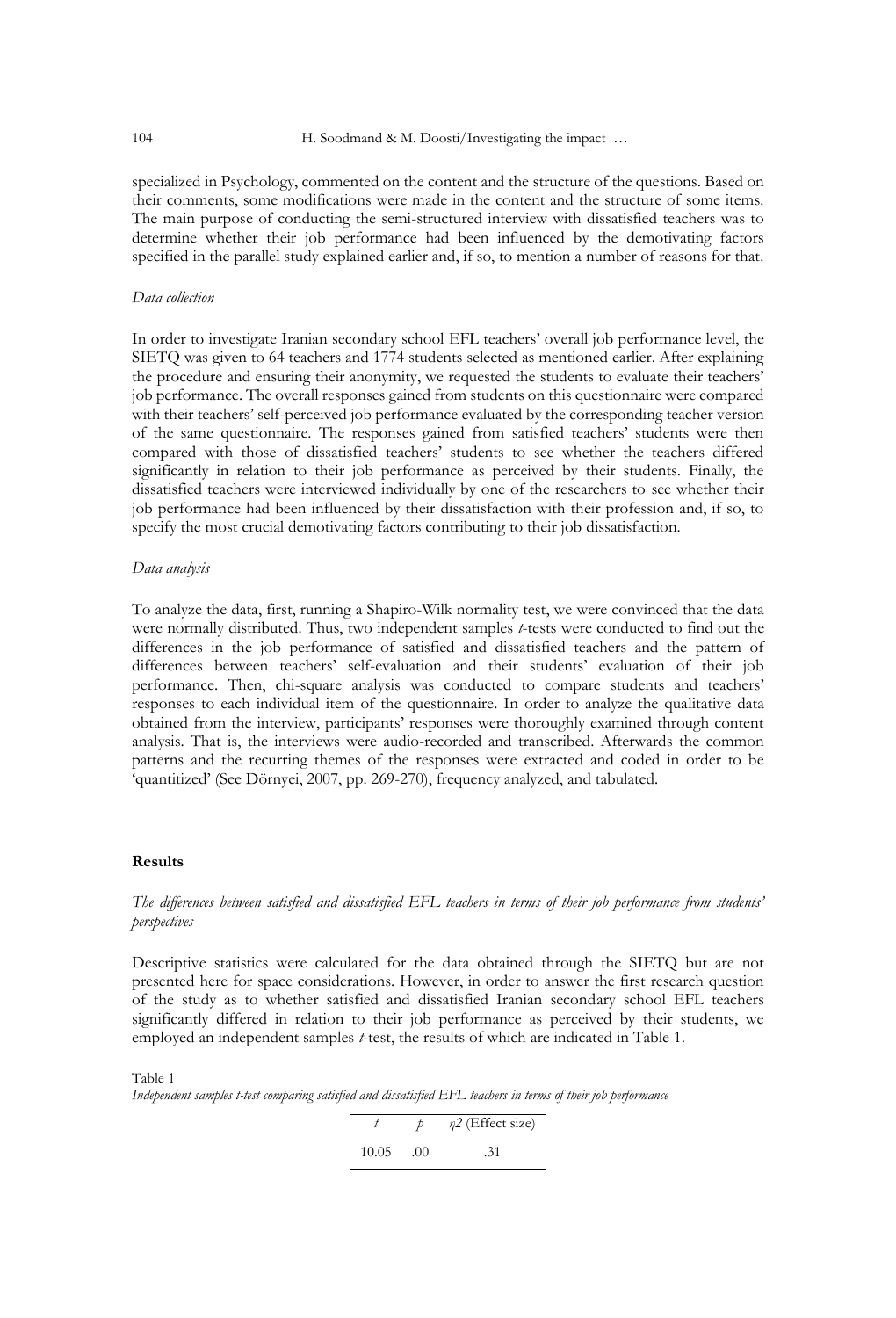specialized in Psychology, commented on the content and the structure of the questions. Based on their comments, some modifications were made in the content and the structure of some items. The main purpose of conducting the semi-structured interview with dissatisfied teachers was to determine whether their job performance had been influenced by the demotivating factors specified in the parallel study explained earlier and, if so, to mention a number of reasons for that.

*Data collection*

In order to investigate Iranian secondary school EFL teachers' overall job performance level, the SIETQ was given to 64 teachers and 1774 students selected as mentioned earlier. After explaining the procedure and ensuring their anonymity, we requested the students to evaluate their teachers' job performance. The overall responses gained from students on this questionnaire were compared with their teachers' self-perceived job performance evaluated by the corresponding teacher version of the same questionnaire. The responses gained from satisfied teachers' students were then compared with those of dissatisfied teachers' students to see whether the teachers differed significantly in relation to their job performance as perceived by their students. Finally, the dissatisfied teachers were interviewed individually by one of the researchers to see whether their job performance had been influenced by their dissatisfaction with their profession and, if so, to specify the most crucial demotivating factors contributing to their job dissatisfaction.

*Data analysis*

To analyze the data, first, running a Shapiro-Wilk normality test, we were convinced that the data were normally distributed. Thus, two independent samples *t*-tests were conducted to find out the differences in the job performance of satisfied and dissatisfied teachers and the pattern of differences between teachers' self-evaluation and their students' evaluation of their job performance. Then, chi-square analysis was conducted to compare students and teachers' responses to each individual item of the questionnaire. In order to analyze the qualitative data obtained from the interview, participants' responses were thoroughly examined through content analysis. That is, the interviews were audio-recorded and transcribed. Afterwards the common patterns and the recurring themes of the responses were extracted and coded in order to be 'quantitized' (See Dörnyei, 2007, pp. 269-270), frequency analyzed, and tabulated.

## Results

*The differences between satisfied and dissatisfied EFL teachers in terms of their job performance from students' perspectives*

Descriptive statistics were calculated for the data obtained through the SIETQ but are not presented here for space considerations. However, in order to answer the first research question of the study as to whether satisfied and dissatisfied Iranian secondary school EFL teachers significantly differed in relation to their job performance as perceived by their students, we employed an independent samples *t*-test, the results of which are indicated in Table 1.

Table 1
*Independent samples t-test comparing satisfied and dissatisfied EFL teachers in terms of their job performance*

| $t$ | $p$ | $\eta^2$ (Effect size) |
|---|---|---|
| 10.05 | .00 | .31 |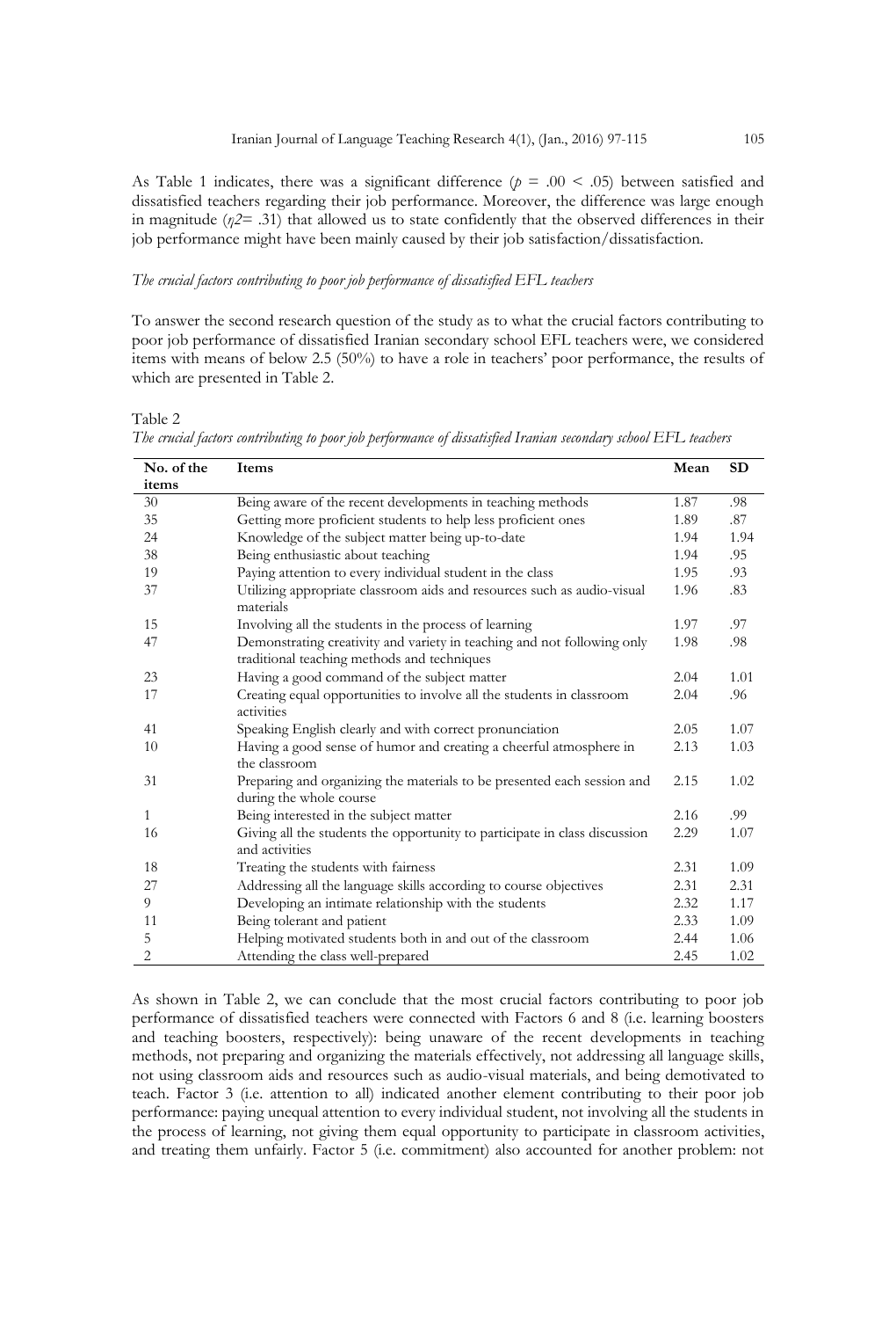As Table 1 indicates, there was a significant difference ($p = .00 < .05$) between satisfied and dissatisfied teachers regarding their job performance. Moreover, the difference was large enough in magnitude ($\eta 2= .31$) that allowed us to state confidently that the observed differences in their job performance might have been mainly caused by their job satisfaction/dissatisfaction.

*The crucial factors contributing to poor job performance of dissatisfied EFL teachers*

To answer the second research question of the study as to what the crucial factors contributing to poor job performance of dissatisfied Iranian secondary school EFL teachers were, we considered items with means of below 2.5 (50%) to have a role in teachers' poor performance, the results of which are presented in Table 2.

Table 2

*The crucial factors contributing to poor job performance of dissatisfied Iranian secondary school EFL teachers*

| No. of the items | Items | Mean | SD |
|---|---|---|---|
| 30 | Being aware of the recent developments in teaching methods | 1.87 | .98 |
| 35 | Getting more proficient students to help less proficient ones | 1.89 | .87 |
| 24 | Knowledge of the subject matter being up-to-date | 1.94 | 1.94 |
| 38 | Being enthusiastic about teaching | 1.94 | .95 |
| 19 | Paying attention to every individual student in the class | 1.95 | .93 |
| 37 | Utilizing appropriate classroom aids and resources such as audio-visual materials | 1.96 | .83 |
| 15 | Involving all the students in the process of learning | 1.97 | .97 |
| 47 | Demonstrating creativity and variety in teaching and not following only traditional teaching methods and techniques | 1.98 | .98 |
| 23 | Having a good command of the subject matter | 2.04 | 1.01 |
| 17 | Creating equal opportunities to involve all the students in classroom activities | 2.04 | .96 |
| 41 | Speaking English clearly and with correct pronunciation | 2.05 | 1.07 |
| 10 | Having a good sense of humor and creating a cheerful atmosphere in the classroom | 2.13 | 1.03 |
| 31 | Preparing and organizing the materials to be presented each session and during the whole course | 2.15 | 1.02 |
| 1 | Being interested in the subject matter | 2.16 | .99 |
| 16 | Giving all the students the opportunity to participate in class discussion and activities | 2.29 | 1.07 |
| 18 | Treating the students with fairness | 2.31 | 1.09 |
| 27 | Addressing all the language skills according to course objectives | 2.31 | 2.31 |
| 9 | Developing an intimate relationship with the students | 2.32 | 1.17 |
| 11 | Being tolerant and patient | 2.33 | 1.09 |
| 5 | Helping motivated students both in and out of the classroom | 2.44 | 1.06 |
| 2 | Attending the class well-prepared | 2.45 | 1.02 |

As shown in Table 2, we can conclude that the most crucial factors contributing to poor job performance of dissatisfied teachers were connected with Factors 6 and 8 (i.e. learning boosters and teaching boosters, respectively): being unaware of the recent developments in teaching methods, not preparing and organizing the materials effectively, not addressing all language skills, not using classroom aids and resources such as audio-visual materials, and being demotivated to teach. Factor 3 (i.e. attention to all) indicated another element contributing to their poor job performance: paying unequal attention to every individual student, not involving all the students in the process of learning, not giving them equal opportunity to participate in classroom activities, and treating them unfairly. Factor 5 (i.e. commitment) also accounted for another problem: not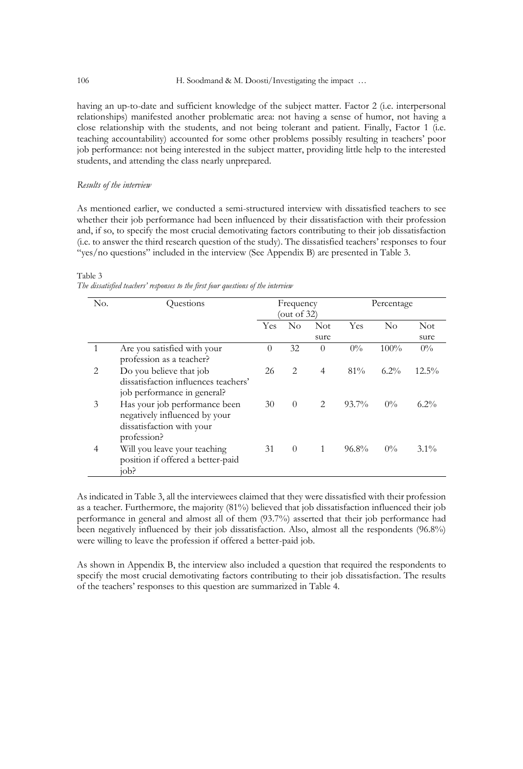having an up-to-date and sufficient knowledge of the subject matter. Factor 2 (i.e. interpersonal relationships) manifested another problematic area: not having a sense of humor, not having a close relationship with the students, and not being tolerant and patient. Finally, Factor 1 (i.e. teaching accountability) accounted for some other problems possibly resulting in teachers' poor job performance: not being interested in the subject matter, providing little help to the interested students, and attending the class nearly unprepared.

*Results of the interview*

As mentioned earlier, we conducted a semi-structured interview with dissatisfied teachers to see whether their job performance had been influenced by their dissatisfaction with their profession and, if so, to specify the most crucial demotivating factors contributing to their job dissatisfaction (i.e. to answer the third research question of the study). The dissatisfied teachers' responses to four "yes/no questions" included in the interview (See Appendix B) are presented in Table 3.

Table 3
*The dissatisfied teachers' responses to the first four questions of the interview*

| No. | Questions | Frequency (out of 32) | | | Percentage | | |
|---|---|---|---|---|---|---|---|
| | | Yes | No | Not sure | Yes | No | Not sure |
| 1 | Are you satisfied with your profession as a teacher? | 0 | 32 | 0 | 0% | 100% | 0% |
| 2 | Do you believe that job dissatisfaction influences teachers' job performance in general? | 26 | 2 | 4 | 81% | 6.2% | 12.5% |
| 3 | Has your job performance been negatively influenced by your dissatisfaction with your profession? | 30 | 0 | 2 | 93.7% | 0% | 6.2% |
| 4 | Will you leave your teaching position if offered a better-paid job? | 31 | 0 | 1 | 96.8% | 0% | 3.1% |

As indicated in Table 3, all the interviewees claimed that they were dissatisfied with their profession as a teacher. Furthermore, the majority (81%) believed that job dissatisfaction influenced their job performance in general and almost all of them (93.7%) asserted that their job performance had been negatively influenced by their job dissatisfaction. Also, almost all the respondents (96.8%) were willing to leave the profession if offered a better-paid job.

As shown in Appendix B, the interview also included a question that required the respondents to specify the most crucial demotivating factors contributing to their job dissatisfaction. The results of the teachers' responses to this question are summarized in Table 4.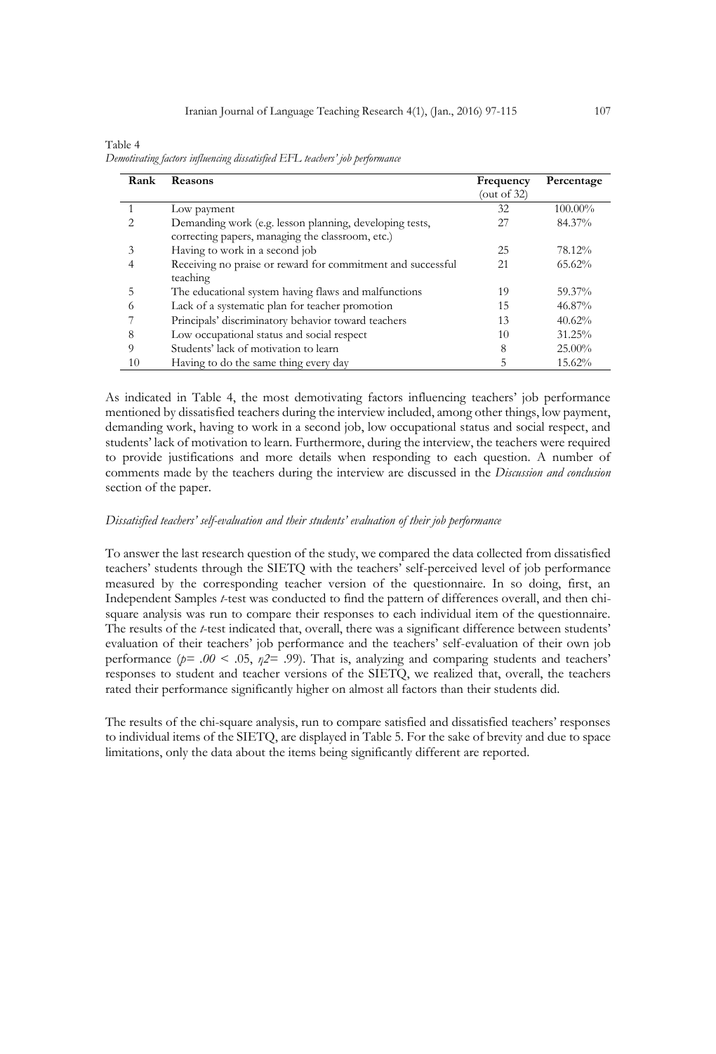Table 4

*Demotivating factors influencing dissatisfied EFL teachers' job performance*

| Rank | Reasons | Frequency (out of 32) | Percentage |
|---|---|---|---|
| 1 | Low payment | 32 | 100.00% |
| 2 | Demanding work (e.g. lesson planning, developing tests, correcting papers, managing the classroom, etc.) | 27 | 84.37% |
| 3 | Having to work in a second job | 25 | 78.12% |
| 4 | Receiving no praise or reward for commitment and successful teaching | 21 | 65.62% |
| 5 | The educational system having flaws and malfunctions | 19 | 59.37% |
| 6 | Lack of a systematic plan for teacher promotion | 15 | 46.87% |
| 7 | Principals' discriminatory behavior toward teachers | 13 | 40.62% |
| 8 | Low occupational status and social respect | 10 | 31.25% |
| 9 | Students' lack of motivation to learn | 8 | 25.00% |
| 10 | Having to do the same thing every day | 5 | 15.62% |

As indicated in Table 4, the most demotivating factors influencing teachers' job performance mentioned by dissatisfied teachers during the interview included, among other things, low payment, demanding work, having to work in a second job, low occupational status and social respect, and students' lack of motivation to learn. Furthermore, during the interview, the teachers were required to provide justifications and more details when responding to each question. A number of comments made by the teachers during the interview are discussed in the *Discussion and conclusion* section of the paper.

*Dissatisfied teachers' self-evaluation and their students' evaluation of their job performance*

To answer the last research question of the study, we compared the data collected from dissatisfied teachers' students through the SIETQ with the teachers' self-perceived level of job performance measured by the corresponding teacher version of the questionnaire. In so doing, first, an Independent Samples *t*-test was conducted to find the pattern of differences overall, and then chi-square analysis was run to compare their responses to each individual item of the questionnaire. The results of the *t*-test indicated that, overall, there was a significant difference between students' evaluation of their teachers' job performance and the teachers' self-evaluation of their own job performance ($p = .00 < .05$, $\eta 2 = .99$). That is, analyzing and comparing students and teachers' responses to student and teacher versions of the SIETQ, we realized that, overall, the teachers rated their performance significantly higher on almost all factors than their students did.

The results of the chi-square analysis, run to compare satisfied and dissatisfied teachers' responses to individual items of the SIETQ, are displayed in Table 5. For the sake of brevity and due to space limitations, only the data about the items being significantly different are reported.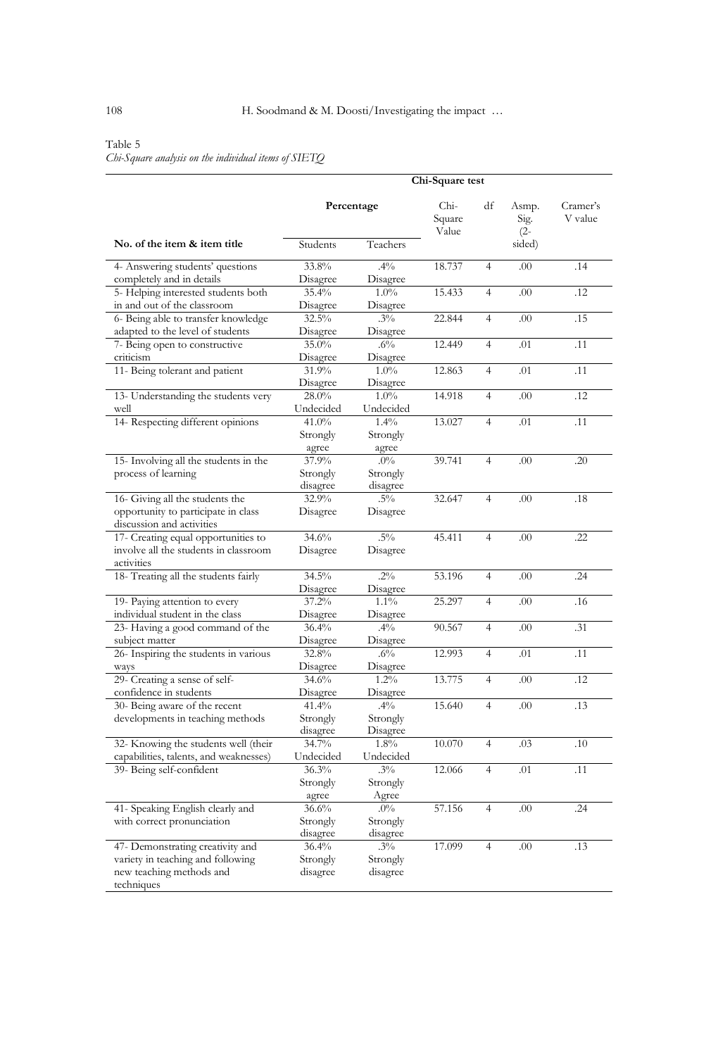Table 5
*Chi-Square analysis on the individual items of SIETQ*

| No. of the item & item title | Percentage | | Chi-Square test | | | |
|---|---|---|---|---|---|---|
| | Students | Teachers | Chi-Square Value | df | Asmp. Sig. (2-sided) | Cramer's V value |
| 4- Answering students' questions completely and in details | 33.8% Disagree | .4% Disagree | 18.737 | 4 | .00 | .14 |
| 5- Helping interested students both in and out of the classroom | 35.4% Disagree | 1.0% Disagree | 15.433 | 4 | .00 | .12 |
| 6- Being able to transfer knowledge adapted to the level of students | 32.5% Disagree | .3% Disagree | 22.844 | 4 | .00 | .15 |
| 7- Being open to constructive criticism | 35.0% Disagree | .6% Disagree | 12.449 | 4 | .01 | .11 |
| 11- Being tolerant and patient | 31.9% Disagree | 1.0% Disagree | 12.863 | 4 | .01 | .11 |
| 13- Understanding the students very well | 28.0% Undecided | 1.0% Undecided | 14.918 | 4 | .00 | .12 |
| 14- Respecting different opinions | 41.0% Strongly agree | 1.4% Strongly agree | 13.027 | 4 | .01 | .11 |
| 15- Involving all the students in the process of learning | 37.9% Strongly disagree | .0% Strongly disagree | 39.741 | 4 | .00 | .20 |
| 16- Giving all the students the opportunity to participate in class discussion and activities | 32.9% Disagree | .5% Disagree | 32.647 | 4 | .00 | .18 |
| 17- Creating equal opportunities to involve all the students in classroom activities | 34.6% Disagree | .5% Disagree | 45.411 | 4 | .00 | .22 |
| 18- Treating all the students fairly | 34.5% Disagree | .2% Disagree | 53.196 | 4 | .00 | .24 |
| 19- Paying attention to every individual student in the class | 37.2% Disagree | 1.1% Disagree | 25.297 | 4 | .00 | .16 |
| 23- Having a good command of the subject matter | 36.4% Disagree | .4% Disagree | 90.567 | 4 | .00 | .31 |
| 26- Inspiring the students in various ways | 32.8% Disagree | .6% Disagree | 12.993 | 4 | .01 | .11 |
| 29- Creating a sense of self-confidence in students | 34.6% Disagree | 1.2% Disagree | 13.775 | 4 | .00 | .12 |
| 30- Being aware of the recent developments in teaching methods | 41.4% Strongly disagree | .4% Strongly Disagree | 15.640 | 4 | .00 | .13 |
| 32- Knowing the students well (their capabilities, talents, and weaknesses) | 34.7% Undecided | 1.8% Undecided | 10.070 | 4 | .03 | .10 |
| 39- Being self-confident | 36.3% Strongly agree | .3% Strongly Agree | 12.066 | 4 | .01 | .11 |
| 41- Speaking English clearly and with correct pronunciation | 36.6% Strongly disagree | .0% Strongly disagree | 57.156 | 4 | .00 | .24 |
| 47- Demonstrating creativity and variety in teaching and following new teaching methods and techniques | 36.4% Strongly disagree | .3% Strongly disagree | 17.099 | 4 | .00 | .13 |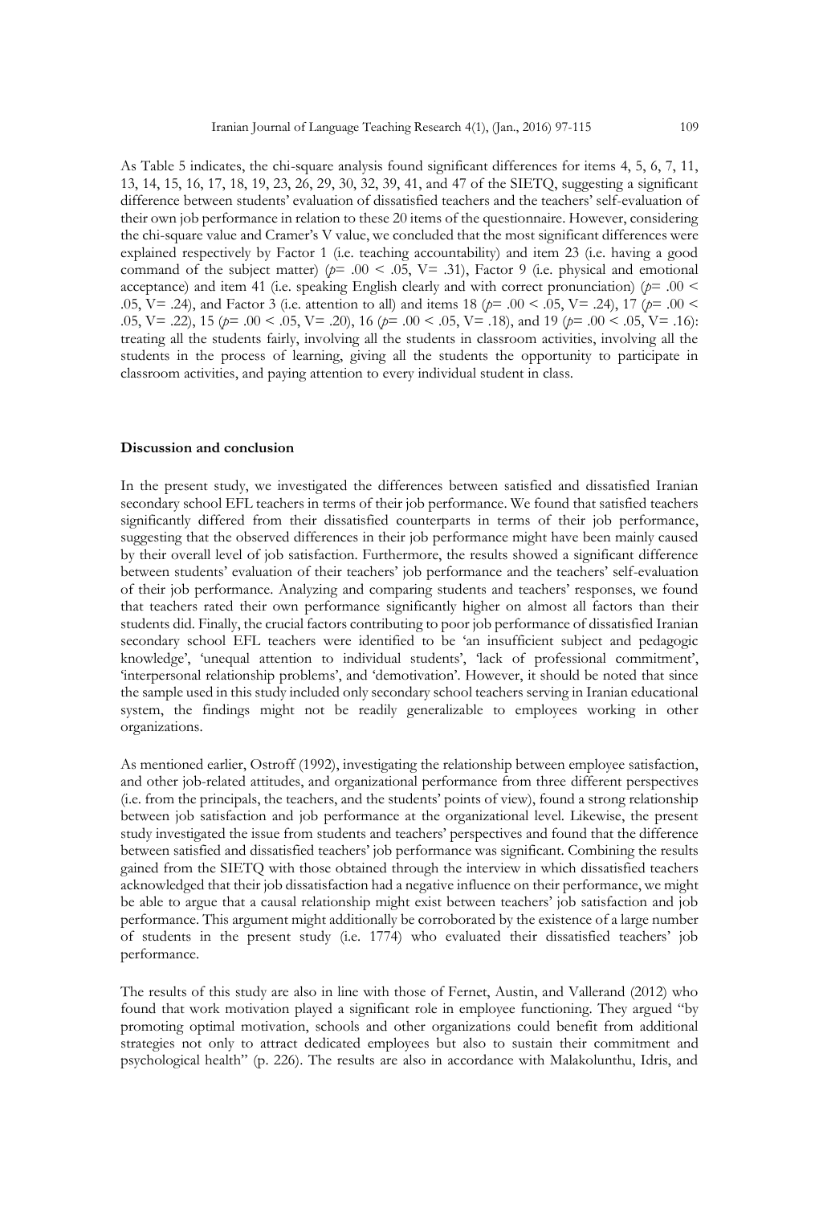As Table 5 indicates, the chi-square analysis found significant differences for items 4, 5, 6, 7, 11, 13, 14, 15, 16, 17, 18, 19, 23, 26, 29, 30, 32, 39, 41, and 47 of the SIETQ, suggesting a significant difference between students' evaluation of dissatisfied teachers and the teachers' self-evaluation of their own job performance in relation to these 20 items of the questionnaire. However, considering the chi-square value and Cramer's V value, we concluded that the most significant differences were explained respectively by Factor 1 (i.e. teaching accountability) and item 23 (i.e. having a good command of the subject matter) ($p = .00 < .05$, V= .31), Factor 9 (i.e. physical and emotional acceptance) and item 41 (i.e. speaking English clearly and with correct pronunciation) ($p = .00 < .05$, V= .24), and Factor 3 (i.e. attention to all) and items 18 ($p = .00 < .05$, V= .24), 17 ($p = .00 < .05$, V= .22), 15 ($p = .00 < .05$, V= .20), 16 ($p = .00 < .05$, V= .18), and 19 ($p = .00 < .05$, V= .16): treating all the students fairly, involving all the students in classroom activities, involving all the students in the process of learning, giving all the students the opportunity to participate in classroom activities, and paying attention to every individual student in class.

## Discussion and conclusion

In the present study, we investigated the differences between satisfied and dissatisfied Iranian secondary school EFL teachers in terms of their job performance. We found that satisfied teachers significantly differed from their dissatisfied counterparts in terms of their job performance, suggesting that the observed differences in their job performance might have been mainly caused by their overall level of job satisfaction. Furthermore, the results showed a significant difference between students' evaluation of their teachers' job performance and the teachers' self-evaluation of their job performance. Analyzing and comparing students and teachers' responses, we found that teachers rated their own performance significantly higher on almost all factors than their students did. Finally, the crucial factors contributing to poor job performance of dissatisfied Iranian secondary school EFL teachers were identified to be 'an insufficient subject and pedagogic knowledge', 'unequal attention to individual students', 'lack of professional commitment', 'interpersonal relationship problems', and 'demotivation'. However, it should be noted that since the sample used in this study included only secondary school teachers serving in Iranian educational system, the findings might not be readily generalizable to employees working in other organizations.

As mentioned earlier, Ostroff (1992), investigating the relationship between employee satisfaction, and other job-related attitudes, and organizational performance from three different perspectives (i.e. from the principals, the teachers, and the students' points of view), found a strong relationship between job satisfaction and job performance at the organizational level. Likewise, the present study investigated the issue from students and teachers' perspectives and found that the difference between satisfied and dissatisfied teachers' job performance was significant. Combining the results gained from the SIETQ with those obtained through the interview in which dissatisfied teachers acknowledged that their job dissatisfaction had a negative influence on their performance, we might be able to argue that a causal relationship might exist between teachers' job satisfaction and job performance. This argument might additionally be corroborated by the existence of a large number of students in the present study (i.e. 1774) who evaluated their dissatisfied teachers' job performance.

The results of this study are also in line with those of Fernet, Austin, and Vallerand (2012) who found that work motivation played a significant role in employee functioning. They argued "by promoting optimal motivation, schools and other organizations could benefit from additional strategies not only to attract dedicated employees but also to sustain their commitment and psychological health" (p. 226). The results are also in accordance with Malakolunthu, Idris, and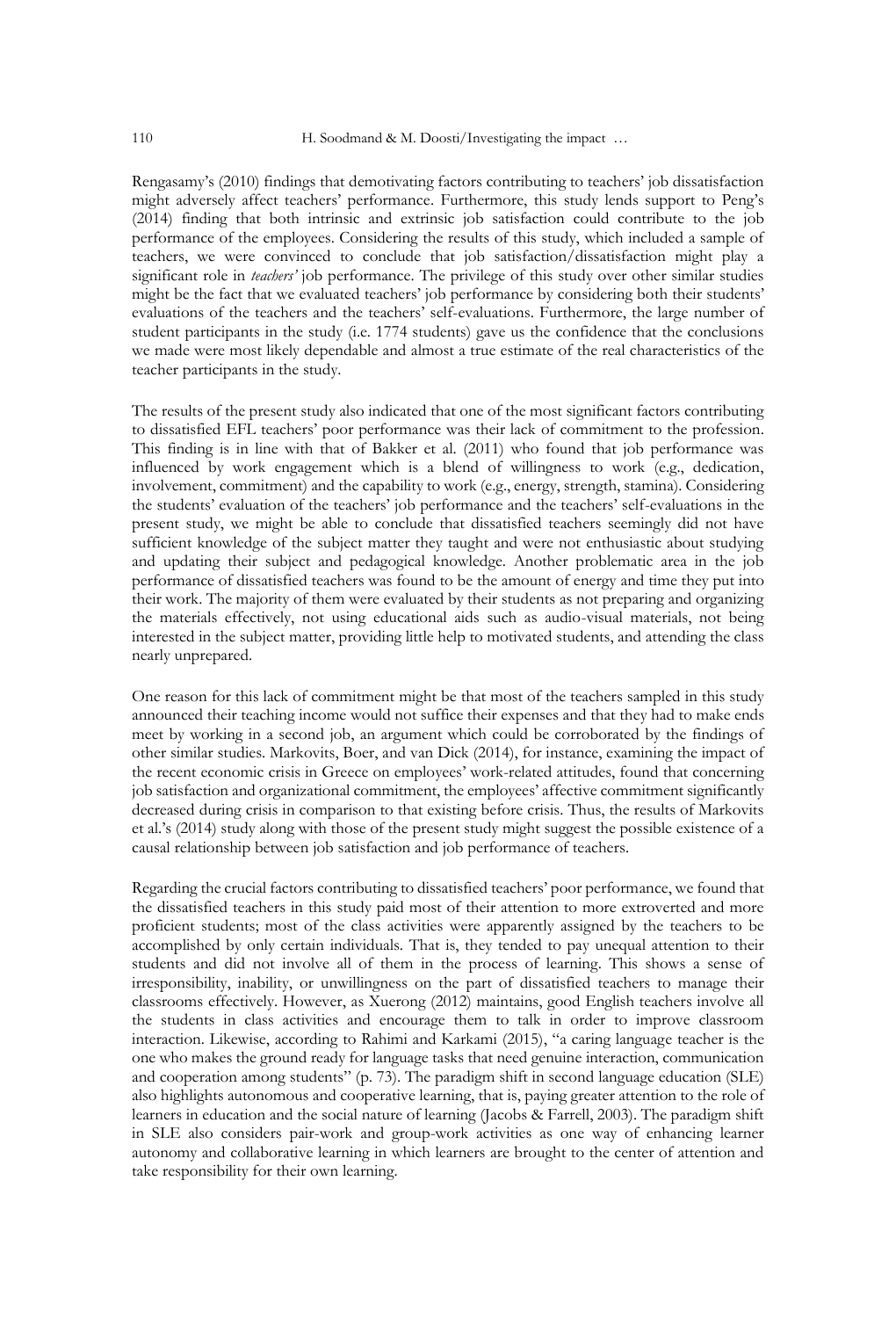Rengasamy's (2010) findings that demotivating factors contributing to teachers' job dissatisfaction might adversely affect teachers' performance. Furthermore, this study lends support to Peng's (2014) finding that both intrinsic and extrinsic job satisfaction could contribute to the job performance of the employees. Considering the results of this study, which included a sample of teachers, we were convinced to conclude that job satisfaction/dissatisfaction might play a significant role in *teachers'* job performance. The privilege of this study over other similar studies might be the fact that we evaluated teachers' job performance by considering both their students' evaluations of the teachers and the teachers' self-evaluations. Furthermore, the large number of student participants in the study (i.e. 1774 students) gave us the confidence that the conclusions we made were most likely dependable and almost a true estimate of the real characteristics of the teacher participants in the study.

The results of the present study also indicated that one of the most significant factors contributing to dissatisfied EFL teachers' poor performance was their lack of commitment to the profession. This finding is in line with that of Bakker et al. (2011) who found that job performance was influenced by work engagement which is a blend of willingness to work (e.g., dedication, involvement, commitment) and the capability to work (e.g., energy, strength, stamina). Considering the students' evaluation of the teachers' job performance and the teachers' self-evaluations in the present study, we might be able to conclude that dissatisfied teachers seemingly did not have sufficient knowledge of the subject matter they taught and were not enthusiastic about studying and updating their subject and pedagogical knowledge. Another problematic area in the job performance of dissatisfied teachers was found to be the amount of energy and time they put into their work. The majority of them were evaluated by their students as not preparing and organizing the materials effectively, not using educational aids such as audio-visual materials, not being interested in the subject matter, providing little help to motivated students, and attending the class nearly unprepared.

One reason for this lack of commitment might be that most of the teachers sampled in this study announced their teaching income would not suffice their expenses and that they had to make ends meet by working in a second job, an argument which could be corroborated by the findings of other similar studies. Markovits, Boer, and van Dick (2014), for instance, examining the impact of the recent economic crisis in Greece on employees' work-related attitudes, found that concerning job satisfaction and organizational commitment, the employees' affective commitment significantly decreased during crisis in comparison to that existing before crisis. Thus, the results of Markovits et al.'s (2014) study along with those of the present study might suggest the possible existence of a causal relationship between job satisfaction and job performance of teachers.

Regarding the crucial factors contributing to dissatisfied teachers' poor performance, we found that the dissatisfied teachers in this study paid most of their attention to more extroverted and more proficient students; most of the class activities were apparently assigned by the teachers to be accomplished by only certain individuals. That is, they tended to pay unequal attention to their students and did not involve all of them in the process of learning. This shows a sense of irresponsibility, inability, or unwillingness on the part of dissatisfied teachers to manage their classrooms effectively. However, as Xuerong (2012) maintains, good English teachers involve all the students in class activities and encourage them to talk in order to improve classroom interaction. Likewise, according to Rahimi and Karkami (2015), "a caring language teacher is the one who makes the ground ready for language tasks that need genuine interaction, communication and cooperation among students" (p. 73). The paradigm shift in second language education (SLE) also highlights autonomous and cooperative learning, that is, paying greater attention to the role of learners in education and the social nature of learning (Jacobs & Farrell, 2003). The paradigm shift in SLE also considers pair-work and group-work activities as one way of enhancing learner autonomy and collaborative learning in which learners are brought to the center of attention and take responsibility for their own learning.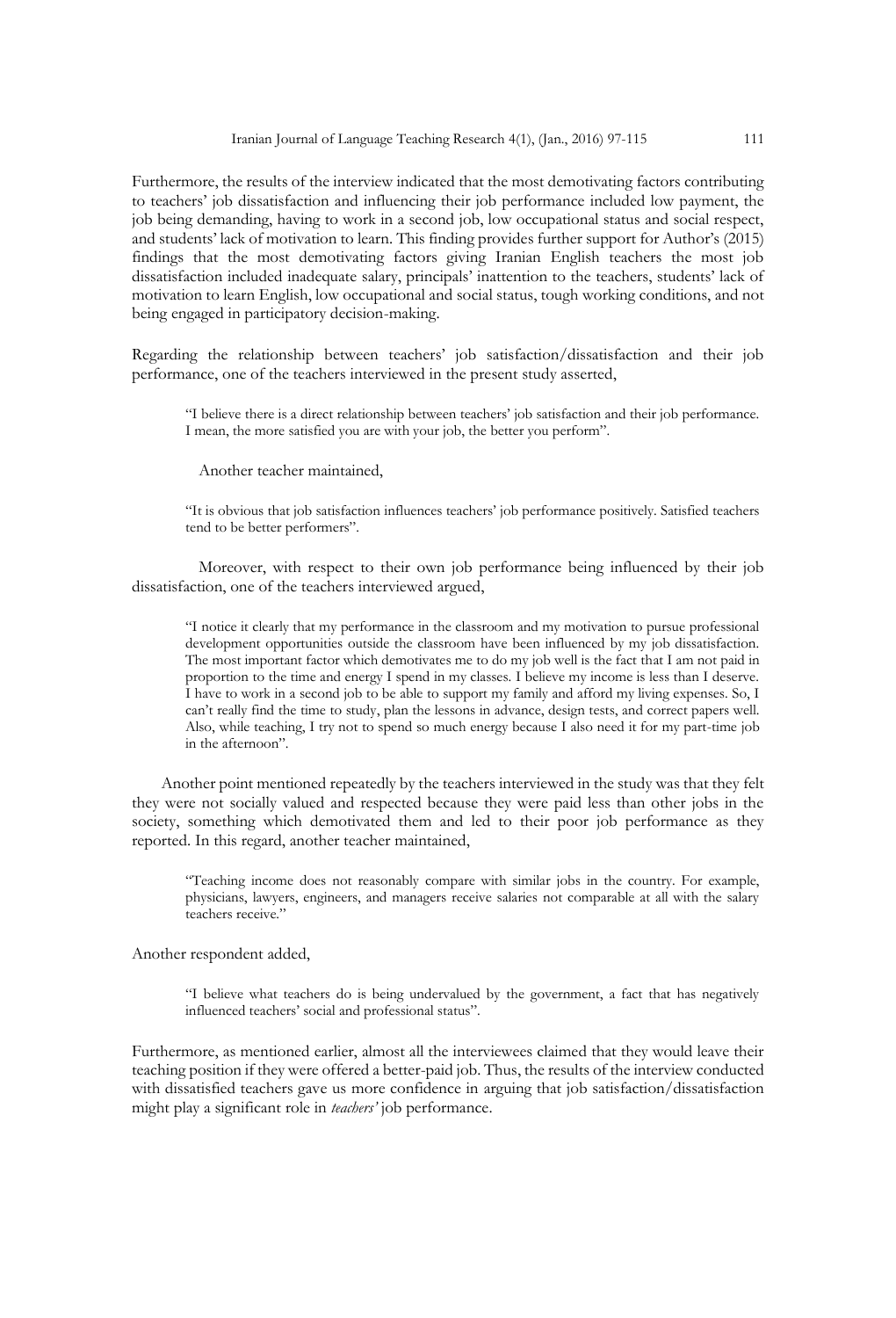Furthermore, the results of the interview indicated that the most demotivating factors contributing to teachers' job dissatisfaction and influencing their job performance included low payment, the job being demanding, having to work in a second job, low occupational status and social respect, and students' lack of motivation to learn. This finding provides further support for Author's (2015) findings that the most demotivating factors giving Iranian English teachers the most job dissatisfaction included inadequate salary, principals' inattention to the teachers, students' lack of motivation to learn English, low occupational and social status, tough working conditions, and not being engaged in participatory decision-making.

Regarding the relationship between teachers' job satisfaction/dissatisfaction and their job performance, one of the teachers interviewed in the present study asserted,

> "I believe there is a direct relationship between teachers' job satisfaction and their job performance. I mean, the more satisfied you are with your job, the better you perform".

Another teacher maintained,

> "It is obvious that job satisfaction influences teachers' job performance positively. Satisfied teachers tend to be better performers".

Moreover, with respect to their own job performance being influenced by their job dissatisfaction, one of the teachers interviewed argued,

> "I notice it clearly that my performance in the classroom and my motivation to pursue professional development opportunities outside the classroom have been influenced by my job dissatisfaction. The most important factor which demotivates me to do my job well is the fact that I am not paid in proportion to the time and energy I spend in my classes. I believe my income is less than I deserve. I have to work in a second job to be able to support my family and afford my living expenses. So, I can't really find the time to study, plan the lessons in advance, design tests, and correct papers well. Also, while teaching, I try not to spend so much energy because I also need it for my part-time job in the afternoon".

Another point mentioned repeatedly by the teachers interviewed in the study was that they felt they were not socially valued and respected because they were paid less than other jobs in the society, something which demotivated them and led to their poor job performance as they reported. In this regard, another teacher maintained,

> "Teaching income does not reasonably compare with similar jobs in the country. For example, physicians, lawyers, engineers, and managers receive salaries not comparable at all with the salary teachers receive."

Another respondent added,

> "I believe what teachers do is being undervalued by the government, a fact that has negatively influenced teachers' social and professional status".

Furthermore, as mentioned earlier, almost all the interviewees claimed that they would leave their teaching position if they were offered a better-paid job. Thus, the results of the interview conducted with dissatisfied teachers gave us more confidence in arguing that job satisfaction/dissatisfaction might play a significant role in *teachers'* job performance.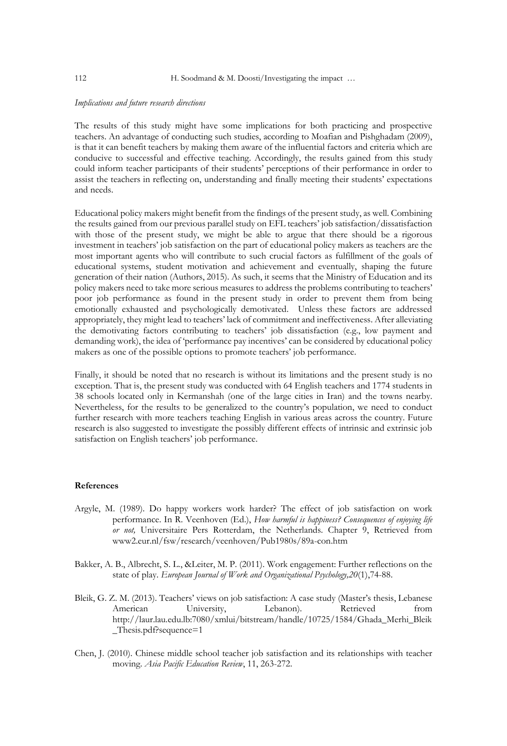*Implications and future research directions*

The results of this study might have some implications for both practicing and prospective teachers. An advantage of conducting such studies, according to Moafian and Pishghadam (2009), is that it can benefit teachers by making them aware of the influential factors and criteria which are conducive to successful and effective teaching. Accordingly, the results gained from this study could inform teacher participants of their students' perceptions of their performance in order to assist the teachers in reflecting on, understanding and finally meeting their students' expectations and needs.

Educational policy makers might benefit from the findings of the present study, as well. Combining the results gained from our previous parallel study on EFL teachers' job satisfaction/dissatisfaction with those of the present study, we might be able to argue that there should be a rigorous investment in teachers' job satisfaction on the part of educational policy makers as teachers are the most important agents who will contribute to such crucial factors as fulfillment of the goals of educational systems, student motivation and achievement and eventually, shaping the future generation of their nation (Authors, 2015). As such, it seems that the Ministry of Education and its policy makers need to take more serious measures to address the problems contributing to teachers' poor job performance as found in the present study in order to prevent them from being emotionally exhausted and psychologically demotivated. Unless these factors are addressed appropriately, they might lead to teachers' lack of commitment and ineffectiveness. After alleviating the demotivating factors contributing to teachers' job dissatisfaction (e.g., low payment and demanding work), the idea of 'performance pay incentives' can be considered by educational policy makers as one of the possible options to promote teachers' job performance.

Finally, it should be noted that no research is without its limitations and the present study is no exception. That is, the present study was conducted with 64 English teachers and 1774 students in 38 schools located only in Kermanshah (one of the large cities in Iran) and the towns nearby. Nevertheless, for the results to be generalized to the country's population, we need to conduct further research with more teachers teaching English in various areas across the country. Future research is also suggested to investigate the possibly different effects of intrinsic and extrinsic job satisfaction on English teachers' job performance.

**References**

Argyle, M. (1989). Do happy workers work harder? The effect of job satisfaction on work performance. In R. Veenhoven (Ed.), *How harmful is happiness? Consequences of enjoying life or not,* Universitaire Pers Rotterdam, the Netherlands. Chapter 9, Retrieved from www2.eur.nl/fsw/research/veenhoven/Pub1980s/89a-con.htm

Bakker, A. B., Albrecht, S. L., &Leiter, M. P. (2011). Work engagement: Further reflections on the state of play. *European Journal of Work and Organizational Psychology,20*(1),74-88.

Bleik, G. Z. M. (2013). Teachers' views on job satisfaction: A case study (Master's thesis, Lebanese American University, Lebanon). Retrieved from http://laur.lau.edu.lb:7080/xmlui/bitstream/handle/10725/1584/Ghada_Merhi_Bleik_Thesis.pdf?sequence=1

Chen, J. (2010). Chinese middle school teacher job satisfaction and its relationships with teacher moving. *Asia Pacific Education Review*, 11, 263-272.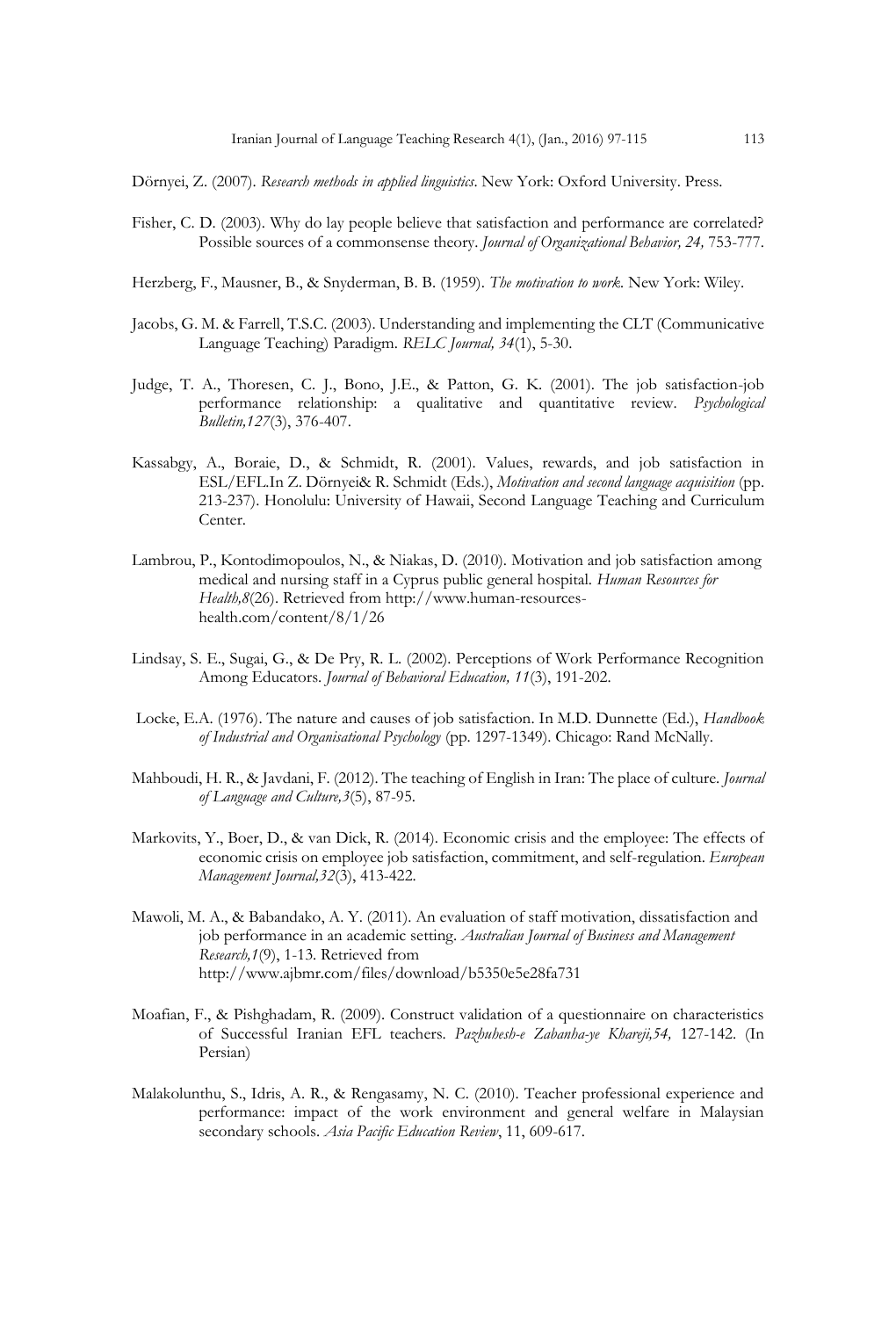Dörnyei, Z. (2007). *Research methods in applied linguistics*. New York: Oxford University. Press.

Fisher, C. D. (2003). Why do lay people believe that satisfaction and performance are correlated? Possible sources of a commonsense theory. *Journal of Organizational Behavior, 24,* 753-777.

Herzberg, F., Mausner, B., & Snyderman, B. B. (1959). *The motivation to work.* New York: Wiley.

Jacobs, G. M. & Farrell, T.S.C. (2003). Understanding and implementing the CLT (Communicative Language Teaching) Paradigm. *RELC Journal, 34*(1), 5-30.

Judge, T. A., Thoresen, C. J., Bono, J.E., & Patton, G. K. (2001). The job satisfaction-job performance relationship: a qualitative and quantitative review. *Psychological Bulletin,127*(3), 376-407.

Kassabgy, A., Boraie, D., & Schmidt, R. (2001). Values, rewards, and job satisfaction in ESL/EFL.In Z. Dörnyei& R. Schmidt (Eds.), *Motivation and second language acquisition* (pp. 213-237). Honolulu: University of Hawaii, Second Language Teaching and Curriculum Center.

Lambrou, P., Kontodimopoulos, N., & Niakas, D. (2010). Motivation and job satisfaction among medical and nursing staff in a Cyprus public general hospital. *Human Resources for Health,8*(26). Retrieved from http://www.human-resources-health.com/content/8/1/26

Lindsay, S. E., Sugai, G., & De Pry, R. L. (2002). Perceptions of Work Performance Recognition Among Educators. *Journal of Behavioral Education, 11*(3), 191-202.

Locke, E.A. (1976). The nature and causes of job satisfaction. In M.D. Dunnette (Ed.), *Handbook of Industrial and Organisational Psychology* (pp. 1297-1349). Chicago: Rand McNally.

Mahboudi, H. R., & Javdani, F. (2012). The teaching of English in Iran: The place of culture. *Journal of Language and Culture,3*(5), 87-95.

Markovits, Y., Boer, D., & van Dick, R. (2014). Economic crisis and the employee: The effects of economic crisis on employee job satisfaction, commitment, and self-regulation. *European Management Journal,32*(3), 413-422.

Mawoli, M. A., & Babandako, A. Y. (2011). An evaluation of staff motivation, dissatisfaction and job performance in an academic setting. *Australian Journal of Business and Management Research,1*(9), 1-13. Retrieved from http://www.ajbmr.com/files/download/b5350e5e28fa731

Moafian, F., & Pishghadam, R. (2009). Construct validation of a questionnaire on characteristics of Successful Iranian EFL teachers. *Pazhuhesh-e Zabanha-ye Khareji,54,* 127-142. (In Persian)

Malakolunthu, S., Idris, A. R., & Rengasamy, N. C. (2010). Teacher professional experience and performance: impact of the work environment and general welfare in Malaysian secondary schools. *Asia Pacific Education Review*, 11, 609-617.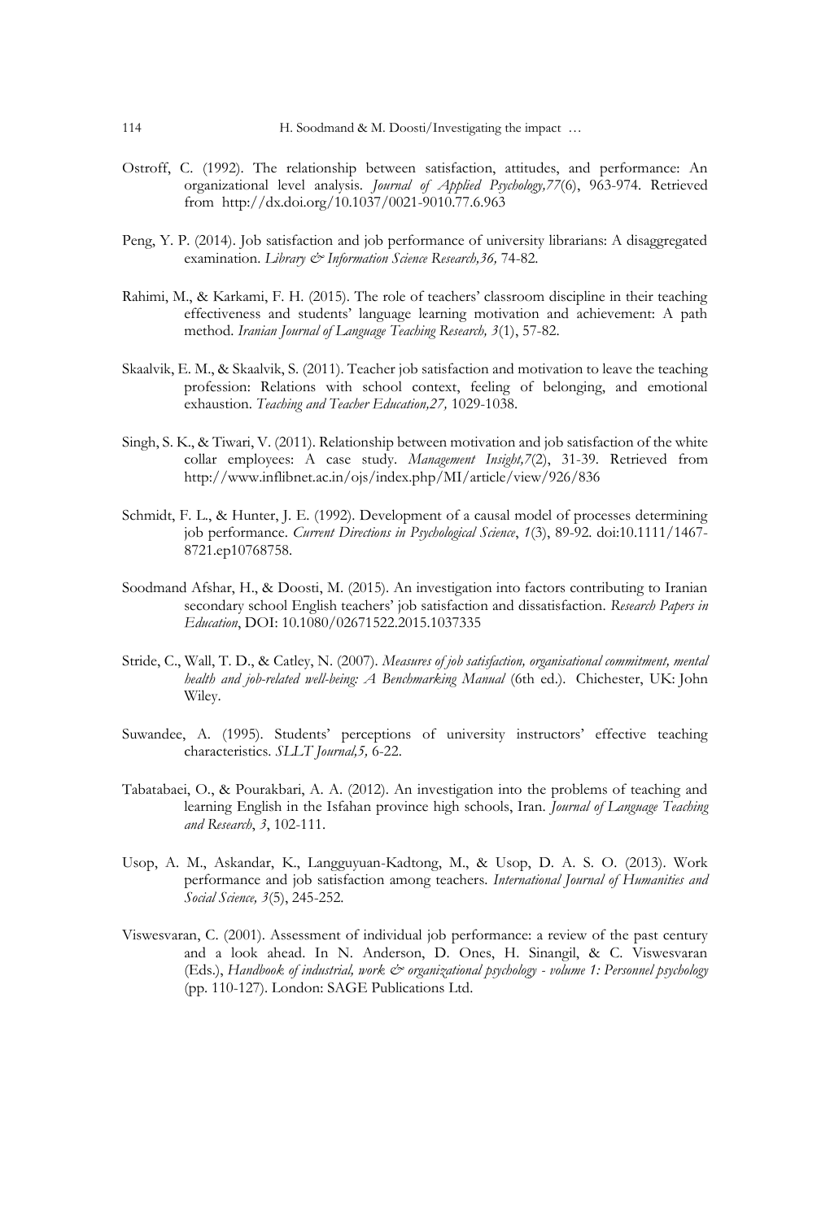Ostroff, C. (1992). The relationship between satisfaction, attitudes, and performance: An organizational level analysis. *Journal of Applied Psychology,77*(6), 963-974. Retrieved from http://dx.doi.org/10.1037/0021-9010.77.6.963

Peng, Y. P. (2014). Job satisfaction and job performance of university librarians: A disaggregated examination. *Library & Information Science Research,36,* 74-82.

Rahimi, M., & Karkami, F. H. (2015). The role of teachers' classroom discipline in their teaching effectiveness and students' language learning motivation and achievement: A path method. *Iranian Journal of Language Teaching Research, 3*(1), 57-82.

Skaalvik, E. M., & Skaalvik, S. (2011). Teacher job satisfaction and motivation to leave the teaching profession: Relations with school context, feeling of belonging, and emotional exhaustion. *Teaching and Teacher Education,27,* 1029-1038.

Singh, S. K., & Tiwari, V. (2011). Relationship between motivation and job satisfaction of the white collar employees: A case study. *Management Insight,7*(2), 31-39. Retrieved from http://www.inflibnet.ac.in/ojs/index.php/MI/article/view/926/836

Schmidt, F. L., & Hunter, J. E. (1992). Development of a causal model of processes determining job performance. *Current Directions in Psychological Science*, *1*(3), 89-92. doi:10.1111/1467-8721.ep10768758.

Soodmand Afshar, H., & Doosti, M. (2015). An investigation into factors contributing to Iranian secondary school English teachers' job satisfaction and dissatisfaction. *Research Papers in Education*, DOI: 10.1080/02671522.2015.1037335

Stride, C., Wall, T. D., & Catley, N. (2007). *Measures of job satisfaction, organisational commitment, mental health and job-related well-being: A Benchmarking Manual* (6th ed.). Chichester, UK: John Wiley.

Suwandee, A. (1995). Students' perceptions of university instructors' effective teaching characteristics. *SLLT Journal,5,* 6-22.

Tabatabaei, O., & Pourakbari, A. A. (2012). An investigation into the problems of teaching and learning English in the Isfahan province high schools, Iran. *Journal of Language Teaching and Research*, *3*, 102-111.

Usop, A. M., Askandar, K., Langguyuan-Kadtong, M., & Usop, D. A. S. O. (2013). Work performance and job satisfaction among teachers. *International Journal of Humanities and Social Science, 3*(5), 245-252.

Viswesvaran, C. (2001). Assessment of individual job performance: a review of the past century and a look ahead. In N. Anderson, D. Ones, H. Sinangil, & C. Viswesvaran (Eds.), *Handbook of industrial, work & organizational psychology - volume 1: Personnel psychology* (pp. 110-127). London: SAGE Publications Ltd.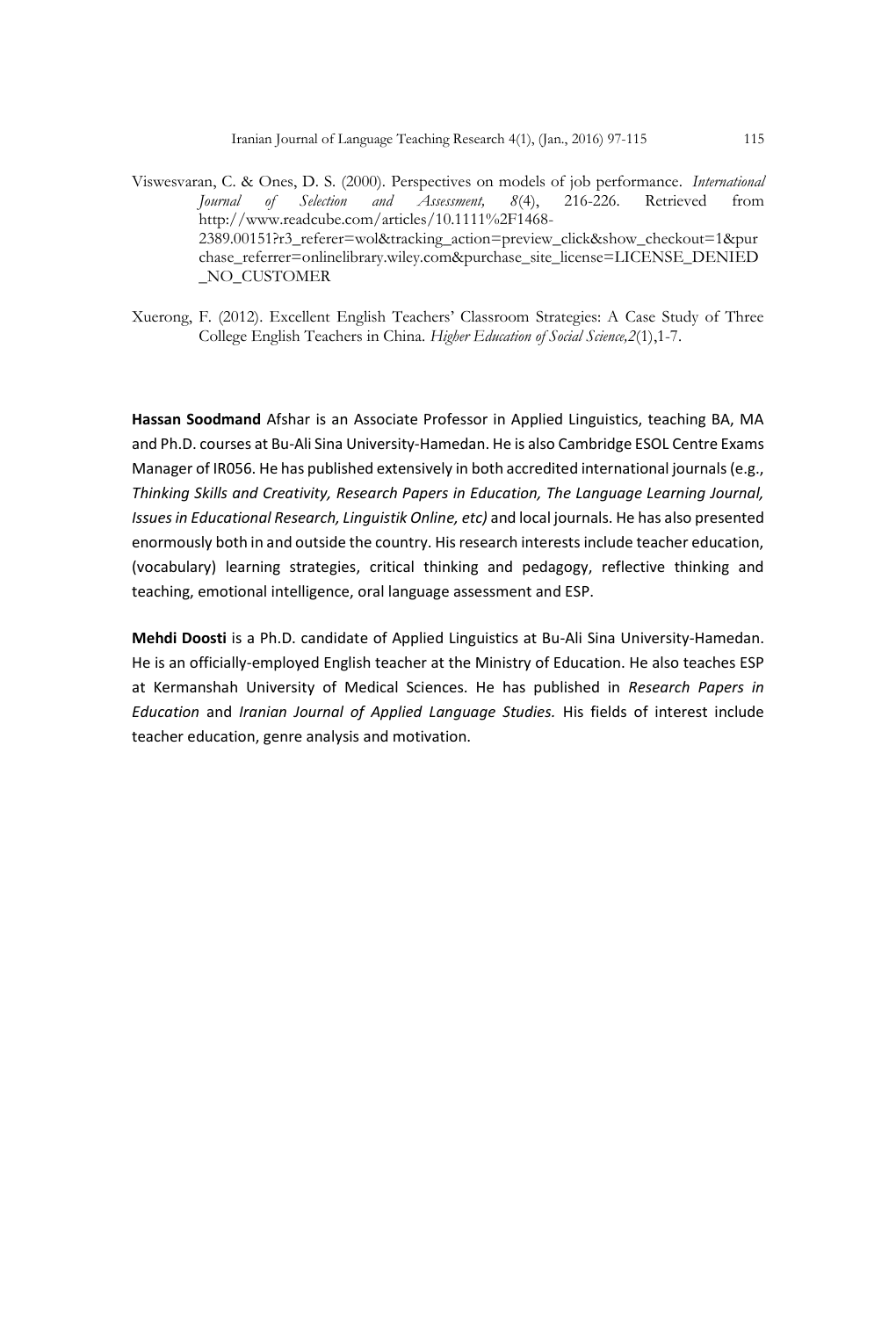Viswesvaran, C. & Ones, D. S. (2000). Perspectives on models of job performance. *International Journal of Selection and Assessment, 8*(4), 216-226. Retrieved from http://www.readcube.com/articles/10.1111%2F1468-2389.00151?r3_referer=wol&tracking_action=preview_click&show_checkout=1&purchase_referrer=onlinelibrary.wiley.com&purchase_site_license=LICENSE_DENIED_NO_CUSTOMER

Xuerong, F. (2012). Excellent English Teachers' Classroom Strategies: A Case Study of Three College English Teachers in China. *Higher Education of Social Science,2*(1),1-7.

**Hassan Soodmand** Afshar is an Associate Professor in Applied Linguistics, teaching BA, MA and Ph.D. courses at Bu-Ali Sina University-Hamedan. He is also Cambridge ESOL Centre Exams Manager of IR056. He has published extensively in both accredited international journals (e.g., *Thinking Skills and Creativity, Research Papers in Education, The Language Learning Journal, Issues in Educational Research, Linguistik Online, etc)* and local journals. He has also presented enormously both in and outside the country. His research interests include teacher education, (vocabulary) learning strategies, critical thinking and pedagogy, reflective thinking and teaching, emotional intelligence, oral language assessment and ESP.

**Mehdi Doosti** is a Ph.D. candidate of Applied Linguistics at Bu-Ali Sina University-Hamedan. He is an officially-employed English teacher at the Ministry of Education. He also teaches ESP at Kermanshah University of Medical Sciences. He has published in *Research Papers in Education* and *Iranian Journal of Applied Language Studies.* His fields of interest include teacher education, genre analysis and motivation.